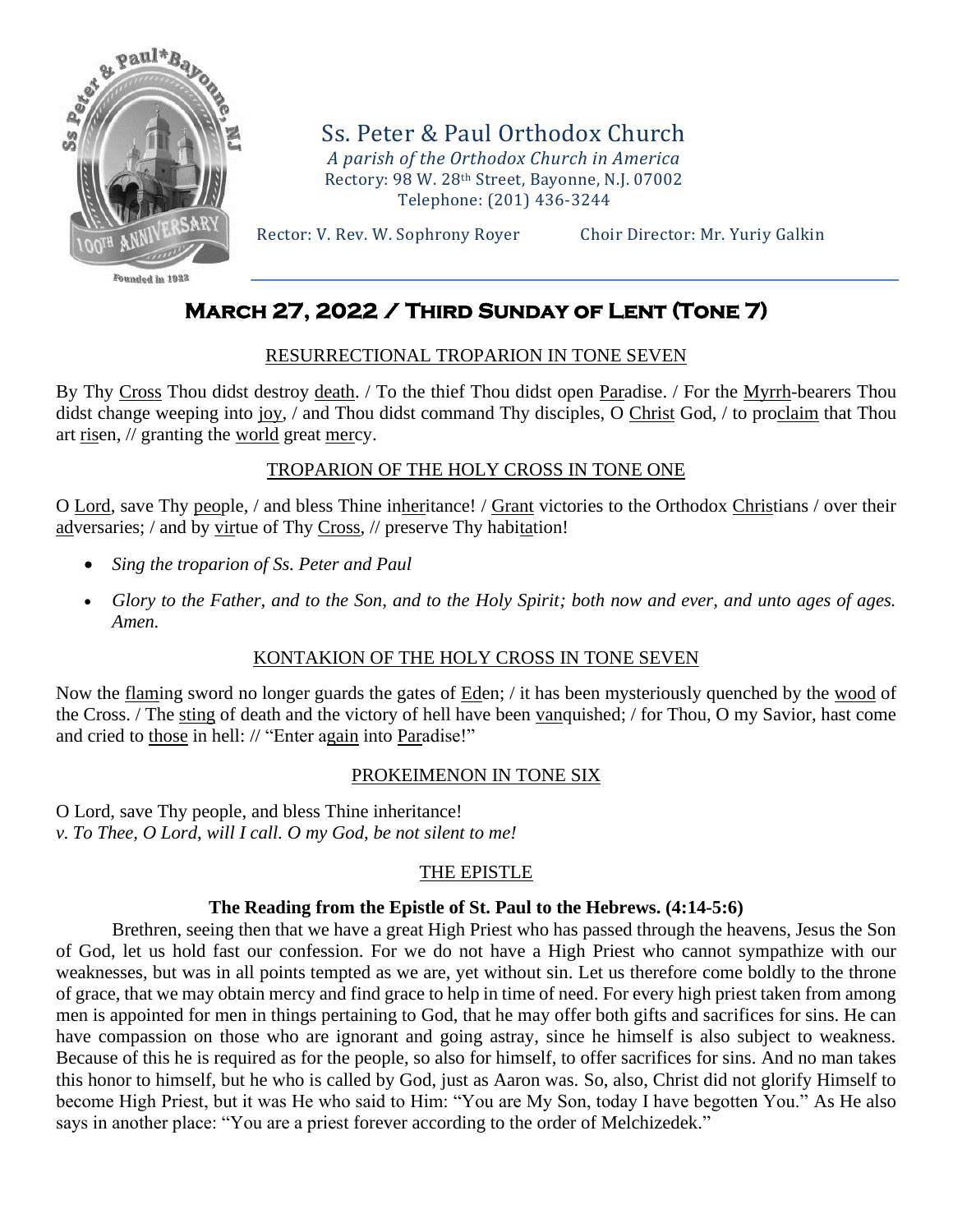# Ss. Peter & Paul Orthodox Church

*A parish of the Orthodox Church in America*
Rectory: 98 W. 28th Street, Bayonne, N.J. 07002
Telephone: (201) 436-3244

Rector: V. Rev. W. Sophrony Royer    Choir Director: Mr. Yuriy Galkin

## March 27, 2022 / Third Sunday of Lent (Tone 7)

### RESURRECTIONAL TROPARION IN TONE SEVEN

By Thy Cross Thou didst destroy death. / To the thief Thou didst open Paradise. / For the Myrrh-bearers Thou didst change weeping into joy, / and Thou didst command Thy disciples, O Christ God, / to proclaim that Thou art risen, // granting the world great mercy.

### TROPARION OF THE HOLY CROSS IN TONE ONE

O Lord, save Thy people, / and bless Thine inheritance! / Grant victories to the Orthodox Christians / over their adversaries; / and by virtue of Thy Cross, // preserve Thy habitation!

- *Sing the troparion of Ss. Peter and Paul*
- *Glory to the Father, and to the Son, and to the Holy Spirit; both now and ever, and unto ages of ages. Amen.*

### KONTAKION OF THE HOLY CROSS IN TONE SEVEN

Now the flaming sword no longer guards the gates of Eden; / it has been mysteriously quenched by the wood of the Cross. / The sting of death and the victory of hell have been vanquished; / for Thou, O my Savior, hast come and cried to those in hell: // "Enter again into Paradise!"

### PROKEIMENON IN TONE SIX

O Lord, save Thy people, and bless Thine inheritance!
*v. To Thee, O Lord, will I call. O my God, be not silent to me!*

### THE EPISTLE

**The Reading from the Epistle of St. Paul to the Hebrews. (4:14-5:6)**

Brethren, seeing then that we have a great High Priest who has passed through the heavens, Jesus the Son of God, let us hold fast our confession. For we do not have a High Priest who cannot sympathize with our weaknesses, but was in all points tempted as we are, yet without sin. Let us therefore come boldly to the throne of grace, that we may obtain mercy and find grace to help in time of need. For every high priest taken from among men is appointed for men in things pertaining to God, that he may offer both gifts and sacrifices for sins. He can have compassion on those who are ignorant and going astray, since he himself is also subject to weakness. Because of this he is required as for the people, so also for himself, to offer sacrifices for sins. And no man takes this honor to himself, but he who is called by God, just as Aaron was. So, also, Christ did not glorify Himself to become High Priest, but it was He who said to Him: "You are My Son, today I have begotten You." As He also says in another place: "You are a priest forever according to the order of Melchizedek."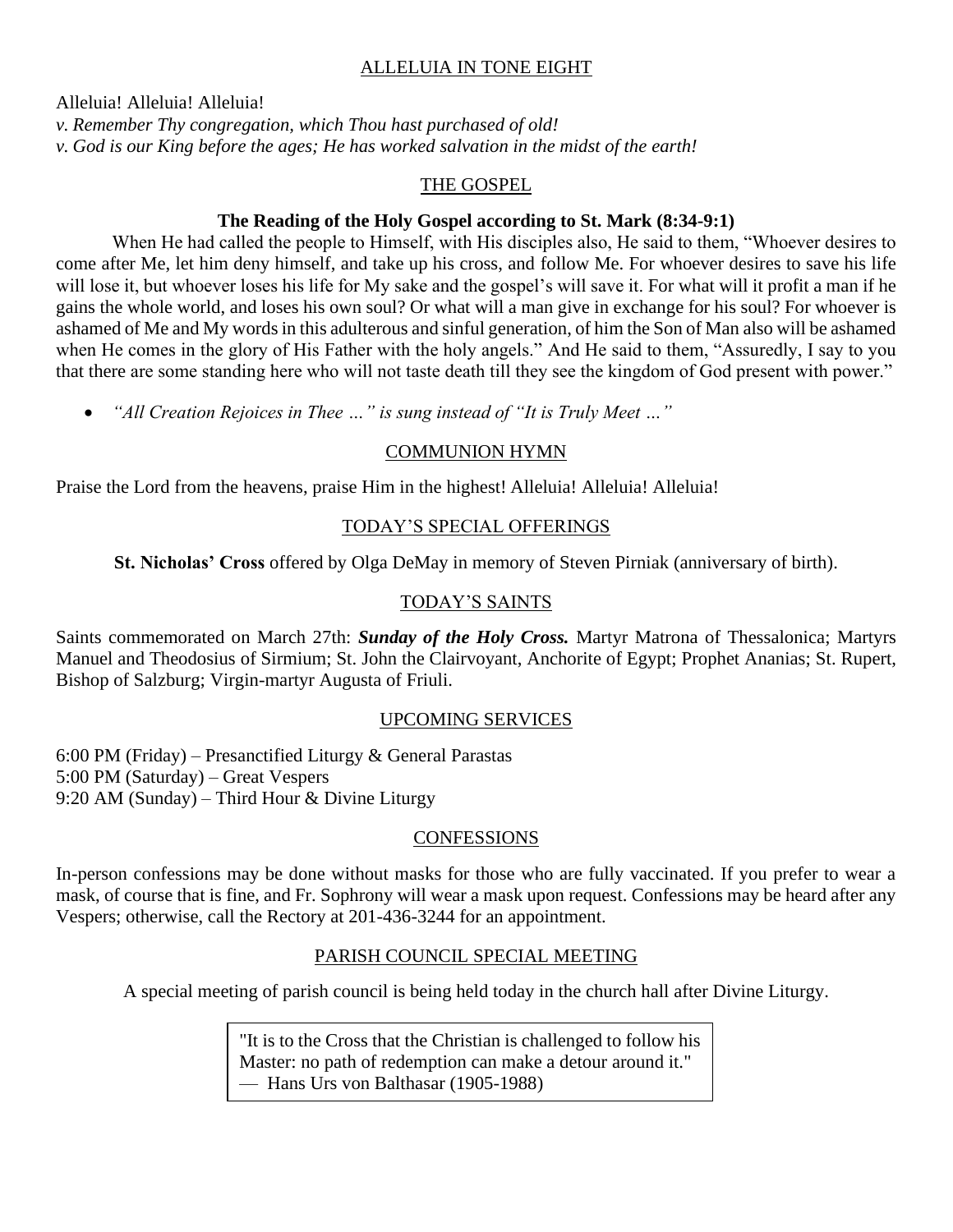## ALLELUIA IN TONE EIGHT

Alleluia! Alleluia! Alleluia!
*v. Remember Thy congregation, which Thou hast purchased of old!*
*v. God is our King before the ages; He has worked salvation in the midst of the earth!*

## THE GOSPEL

**The Reading of the Holy Gospel according to St. Mark (8:34-9:1)**

When He had called the people to Himself, with His disciples also, He said to them, "Whoever desires to come after Me, let him deny himself, and take up his cross, and follow Me. For whoever desires to save his life will lose it, but whoever loses his life for My sake and the gospel's will save it. For what will it profit a man if he gains the whole world, and loses his own soul? Or what will a man give in exchange for his soul? For whoever is ashamed of Me and My words in this adulterous and sinful generation, of him the Son of Man also will be ashamed when He comes in the glory of His Father with the holy angels." And He said to them, "Assuredly, I say to you that there are some standing here who will not taste death till they see the kingdom of God present with power."

- *"All Creation Rejoices in Thee …" is sung instead of "It is Truly Meet …"*

## COMMUNION HYMN

Praise the Lord from the heavens, praise Him in the highest! Alleluia! Alleluia! Alleluia!

## TODAY'S SPECIAL OFFERINGS

**St. Nicholas' Cross** offered by Olga DeMay in memory of Steven Pirniak (anniversary of birth).

## TODAY'S SAINTS

Saints commemorated on March 27th: ***Sunday of the Holy Cross.*** Martyr Matrona of Thessalonica; Martyrs Manuel and Theodosius of Sirmium; St. John the Clairvoyant, Anchorite of Egypt; Prophet Ananias; St. Rupert, Bishop of Salzburg; Virgin-martyr Augusta of Friuli.

## UPCOMING SERVICES

6:00 PM (Friday) – Presanctified Liturgy & General Parastas
5:00 PM (Saturday) – Great Vespers
9:20 AM (Sunday) – Third Hour & Divine Liturgy

## CONFESSIONS

In-person confessions may be done without masks for those who are fully vaccinated. If you prefer to wear a mask, of course that is fine, and Fr. Sophrony will wear a mask upon request. Confessions may be heard after any Vespers; otherwise, call the Rectory at 201-436-3244 for an appointment.

## PARISH COUNCIL SPECIAL MEETING

A special meeting of parish council is being held today in the church hall after Divine Liturgy.

"It is to the Cross that the Christian is challenged to follow his Master: no path of redemption can make a detour around it."
— Hans Urs von Balthasar (1905-1988)